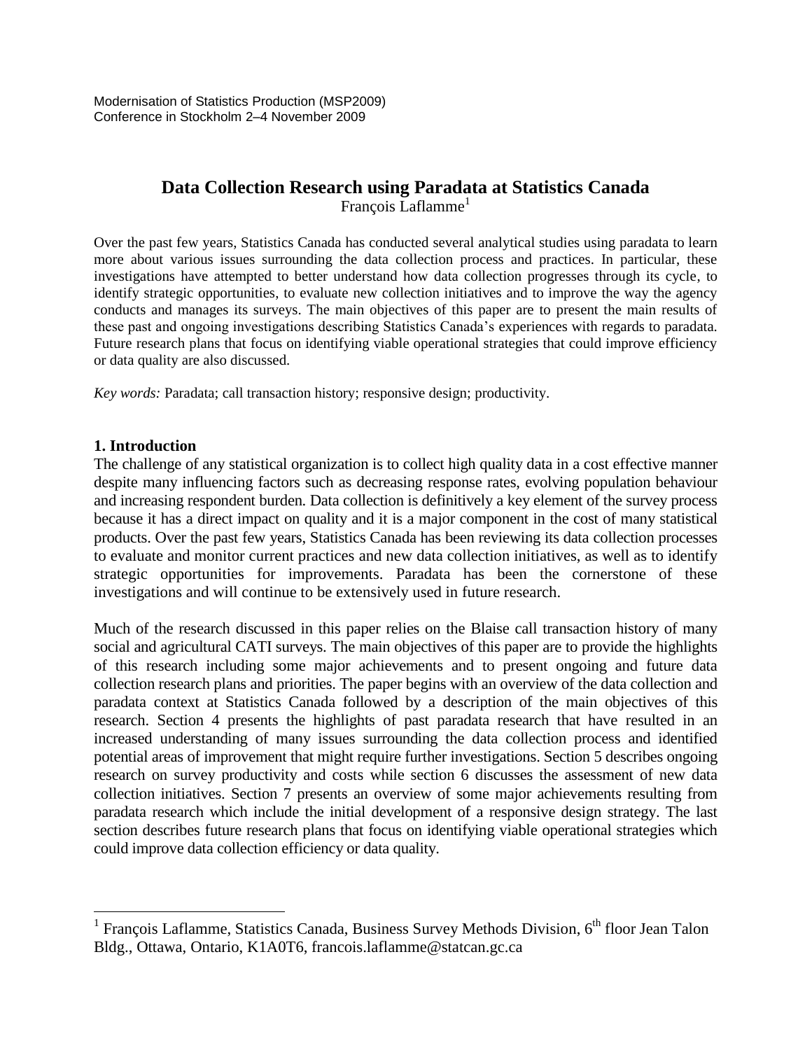Modernisation of Statistics Production (MSP2009)
Conference in Stockholm 2–4 November 2009

# Data Collection Research using Paradata at Statistics Canada

François Laflamme[1]

Over the past few years, Statistics Canada has conducted several analytical studies using paradata to learn more about various issues surrounding the data collection process and practices. In particular, these investigations have attempted to better understand how data collection progresses through its cycle, to identify strategic opportunities, to evaluate new collection initiatives and to improve the way the agency conducts and manages its surveys. The main objectives of this paper are to present the main results of these past and ongoing investigations describing Statistics Canada's experiences with regards to paradata. Future research plans that focus on identifying viable operational strategies that could improve efficiency or data quality are also discussed.

*Key words:* Paradata; call transaction history; responsive design; productivity.

## 1. Introduction

The challenge of any statistical organization is to collect high quality data in a cost effective manner despite many influencing factors such as decreasing response rates, evolving population behaviour and increasing respondent burden. Data collection is definitively a key element of the survey process because it has a direct impact on quality and it is a major component in the cost of many statistical products. Over the past few years, Statistics Canada has been reviewing its data collection processes to evaluate and monitor current practices and new data collection initiatives, as well as to identify strategic opportunities for improvements. Paradata has been the cornerstone of these investigations and will continue to be extensively used in future research.

Much of the research discussed in this paper relies on the Blaise call transaction history of many social and agricultural CATI surveys. The main objectives of this paper are to provide the highlights of this research including some major achievements and to present ongoing and future data collection research plans and priorities. The paper begins with an overview of the data collection and paradata context at Statistics Canada followed by a description of the main objectives of this research. Section 4 presents the highlights of past paradata research that have resulted in an increased understanding of many issues surrounding the data collection process and identified potential areas of improvement that might require further investigations. Section 5 describes ongoing research on survey productivity and costs while section 6 discusses the assessment of new data collection initiatives. Section 7 presents an overview of some major achievements resulting from paradata research which include the initial development of a responsive design strategy. The last section describes future research plans that focus on identifying viable operational strategies which could improve data collection efficiency or data quality.

[1] François Laflamme, Statistics Canada, Business Survey Methods Division, 6th floor Jean Talon Bldg., Ottawa, Ontario, K1A0T6, francois.laflamme@statcan.gc.ca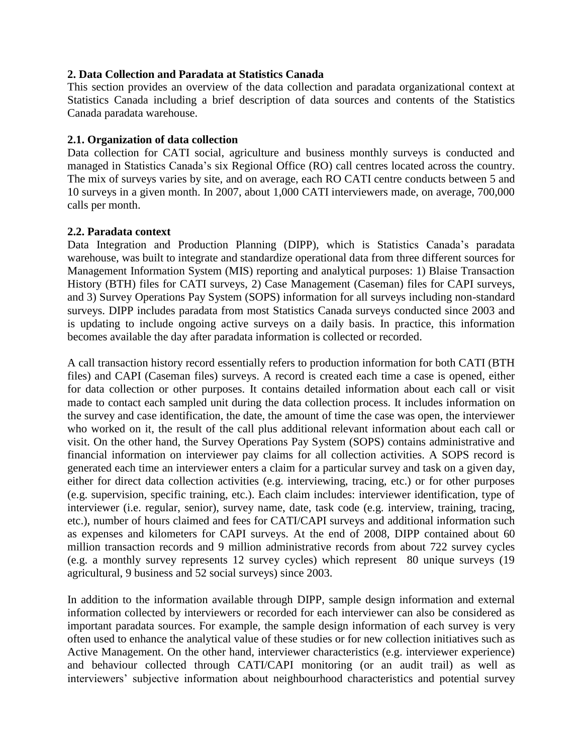## 2. Data Collection and Paradata at Statistics Canada

This section provides an overview of the data collection and paradata organizational context at Statistics Canada including a brief description of data sources and contents of the Statistics Canada paradata warehouse.

### 2.1. Organization of data collection

Data collection for CATI social, agriculture and business monthly surveys is conducted and managed in Statistics Canada's six Regional Office (RO) call centres located across the country. The mix of surveys varies by site, and on average, each RO CATI centre conducts between 5 and 10 surveys in a given month. In 2007, about 1,000 CATI interviewers made, on average, 700,000 calls per month.

### 2.2. Paradata context

Data Integration and Production Planning (DIPP), which is Statistics Canada's paradata warehouse, was built to integrate and standardize operational data from three different sources for Management Information System (MIS) reporting and analytical purposes: 1) Blaise Transaction History (BTH) files for CATI surveys, 2) Case Management (Caseman) files for CAPI surveys, and 3) Survey Operations Pay System (SOPS) information for all surveys including non-standard surveys. DIPP includes paradata from most Statistics Canada surveys conducted since 2003 and is updating to include ongoing active surveys on a daily basis. In practice, this information becomes available the day after paradata information is collected or recorded.

A call transaction history record essentially refers to production information for both CATI (BTH files) and CAPI (Caseman files) surveys. A record is created each time a case is opened, either for data collection or other purposes. It contains detailed information about each call or visit made to contact each sampled unit during the data collection process. It includes information on the survey and case identification, the date, the amount of time the case was open, the interviewer who worked on it, the result of the call plus additional relevant information about each call or visit. On the other hand, the Survey Operations Pay System (SOPS) contains administrative and financial information on interviewer pay claims for all collection activities. A SOPS record is generated each time an interviewer enters a claim for a particular survey and task on a given day, either for direct data collection activities (e.g. interviewing, tracing, etc.) or for other purposes (e.g. supervision, specific training, etc.). Each claim includes: interviewer identification, type of interviewer (i.e. regular, senior), survey name, date, task code (e.g. interview, training, tracing, etc.), number of hours claimed and fees for CATI/CAPI surveys and additional information such as expenses and kilometers for CAPI surveys. At the end of 2008, DIPP contained about 60 million transaction records and 9 million administrative records from about 722 survey cycles (e.g. a monthly survey represents 12 survey cycles) which represent 80 unique surveys (19 agricultural, 9 business and 52 social surveys) since 2003.

In addition to the information available through DIPP, sample design information and external information collected by interviewers or recorded for each interviewer can also be considered as important paradata sources. For example, the sample design information of each survey is very often used to enhance the analytical value of these studies or for new collection initiatives such as Active Management. On the other hand, interviewer characteristics (e.g. interviewer experience) and behaviour collected through CATI/CAPI monitoring (or an audit trail) as well as interviewers' subjective information about neighbourhood characteristics and potential survey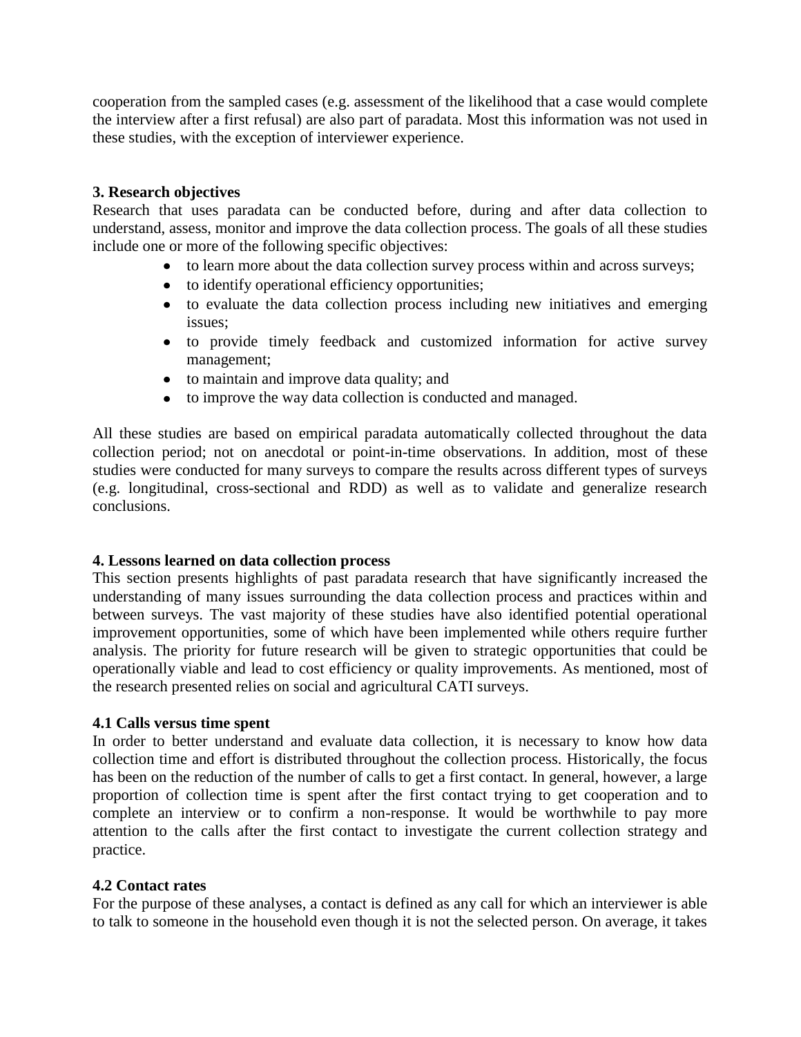cooperation from the sampled cases (e.g. assessment of the likelihood that a case would complete the interview after a first refusal) are also part of paradata. Most this information was not used in these studies, with the exception of interviewer experience.

### 3. Research objectives

Research that uses paradata can be conducted before, during and after data collection to understand, assess, monitor and improve the data collection process. The goals of all these studies include one or more of the following specific objectives:

- to learn more about the data collection survey process within and across surveys;
- to identify operational efficiency opportunities;
- to evaluate the data collection process including new initiatives and emerging issues;
- to provide timely feedback and customized information for active survey management;
- to maintain and improve data quality; and
- to improve the way data collection is conducted and managed.

All these studies are based on empirical paradata automatically collected throughout the data collection period; not on anecdotal or point-in-time observations. In addition, most of these studies were conducted for many surveys to compare the results across different types of surveys (e.g. longitudinal, cross-sectional and RDD) as well as to validate and generalize research conclusions.

### 4. Lessons learned on data collection process

This section presents highlights of past paradata research that have significantly increased the understanding of many issues surrounding the data collection process and practices within and between surveys. The vast majority of these studies have also identified potential operational improvement opportunities, some of which have been implemented while others require further analysis. The priority for future research will be given to strategic opportunities that could be operationally viable and lead to cost efficiency or quality improvements. As mentioned, most of the research presented relies on social and agricultural CATI surveys.

#### 4.1 Calls versus time spent

In order to better understand and evaluate data collection, it is necessary to know how data collection time and effort is distributed throughout the collection process. Historically, the focus has been on the reduction of the number of calls to get a first contact. In general, however, a large proportion of collection time is spent after the first contact trying to get cooperation and to complete an interview or to confirm a non-response. It would be worthwhile to pay more attention to the calls after the first contact to investigate the current collection strategy and practice.

#### 4.2 Contact rates

For the purpose of these analyses, a contact is defined as any call for which an interviewer is able to talk to someone in the household even though it is not the selected person. On average, it takes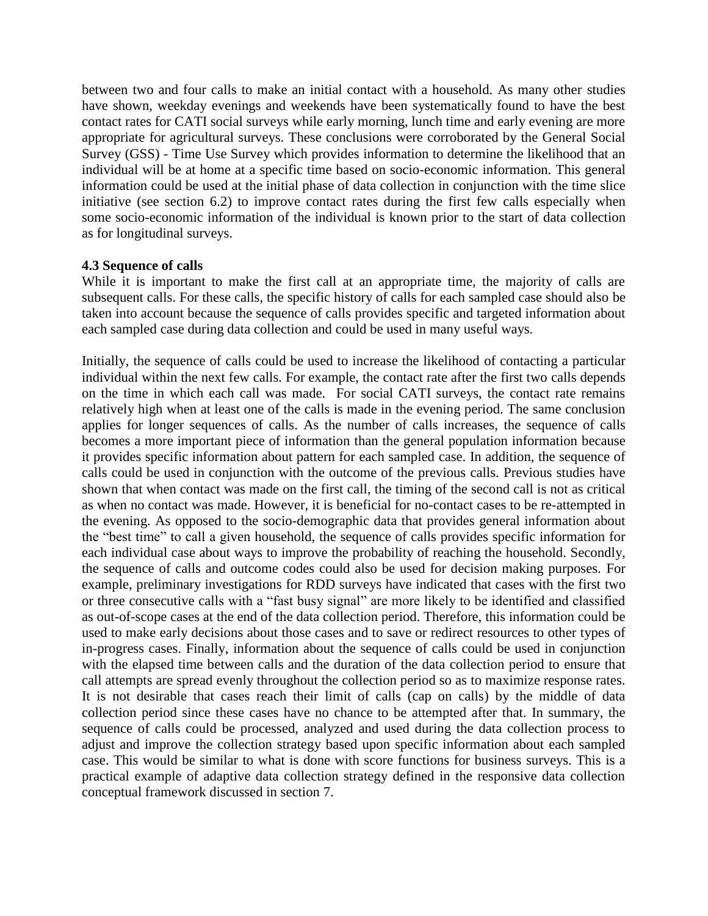between two and four calls to make an initial contact with a household. As many other studies have shown, weekday evenings and weekends have been systematically found to have the best contact rates for CATI social surveys while early morning, lunch time and early evening are more appropriate for agricultural surveys. These conclusions were corroborated by the General Social Survey (GSS) - Time Use Survey which provides information to determine the likelihood that an individual will be at home at a specific time based on socio-economic information. This general information could be used at the initial phase of data collection in conjunction with the time slice initiative (see section 6.2) to improve contact rates during the first few calls especially when some socio-economic information of the individual is known prior to the start of data collection as for longitudinal surveys.

### 4.3 Sequence of calls

While it is important to make the first call at an appropriate time, the majority of calls are subsequent calls. For these calls, the specific history of calls for each sampled case should also be taken into account because the sequence of calls provides specific and targeted information about each sampled case during data collection and could be used in many useful ways.

Initially, the sequence of calls could be used to increase the likelihood of contacting a particular individual within the next few calls. For example, the contact rate after the first two calls depends on the time in which each call was made. For social CATI surveys, the contact rate remains relatively high when at least one of the calls is made in the evening period. The same conclusion applies for longer sequences of calls. As the number of calls increases, the sequence of calls becomes a more important piece of information than the general population information because it provides specific information about pattern for each sampled case. In addition, the sequence of calls could be used in conjunction with the outcome of the previous calls. Previous studies have shown that when contact was made on the first call, the timing of the second call is not as critical as when no contact was made. However, it is beneficial for no-contact cases to be re-attempted in the evening. As opposed to the socio-demographic data that provides general information about the "best time" to call a given household, the sequence of calls provides specific information for each individual case about ways to improve the probability of reaching the household. Secondly, the sequence of calls and outcome codes could also be used for decision making purposes. For example, preliminary investigations for RDD surveys have indicated that cases with the first two or three consecutive calls with a "fast busy signal" are more likely to be identified and classified as out-of-scope cases at the end of the data collection period. Therefore, this information could be used to make early decisions about those cases and to save or redirect resources to other types of in-progress cases. Finally, information about the sequence of calls could be used in conjunction with the elapsed time between calls and the duration of the data collection period to ensure that call attempts are spread evenly throughout the collection period so as to maximize response rates. It is not desirable that cases reach their limit of calls (cap on calls) by the middle of data collection period since these cases have no chance to be attempted after that. In summary, the sequence of calls could be processed, analyzed and used during the data collection process to adjust and improve the collection strategy based upon specific information about each sampled case. This would be similar to what is done with score functions for business surveys. This is a practical example of adaptive data collection strategy defined in the responsive data collection conceptual framework discussed in section 7.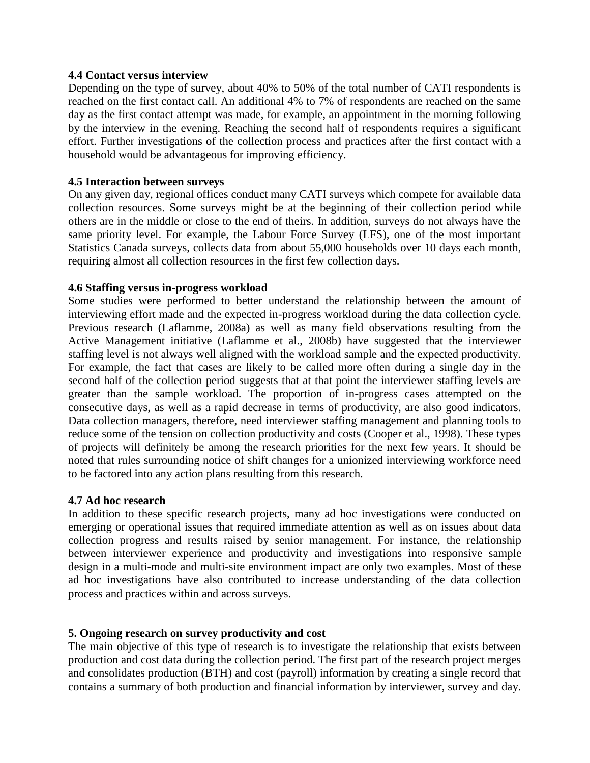### 4.4 Contact versus interview

Depending on the type of survey, about 40% to 50% of the total number of CATI respondents is reached on the first contact call. An additional 4% to 7% of respondents are reached on the same day as the first contact attempt was made, for example, an appointment in the morning following by the interview in the evening. Reaching the second half of respondents requires a significant effort. Further investigations of the collection process and practices after the first contact with a household would be advantageous for improving efficiency.

### 4.5 Interaction between surveys

On any given day, regional offices conduct many CATI surveys which compete for available data collection resources. Some surveys might be at the beginning of their collection period while others are in the middle or close to the end of theirs. In addition, surveys do not always have the same priority level. For example, the Labour Force Survey (LFS), one of the most important Statistics Canada surveys, collects data from about 55,000 households over 10 days each month, requiring almost all collection resources in the first few collection days.

### 4.6 Staffing versus in-progress workload

Some studies were performed to better understand the relationship between the amount of interviewing effort made and the expected in-progress workload during the data collection cycle. Previous research (Laflamme, 2008a) as well as many field observations resulting from the Active Management initiative (Laflamme et al., 2008b) have suggested that the interviewer staffing level is not always well aligned with the workload sample and the expected productivity. For example, the fact that cases are likely to be called more often during a single day in the second half of the collection period suggests that at that point the interviewer staffing levels are greater than the sample workload. The proportion of in-progress cases attempted on the consecutive days, as well as a rapid decrease in terms of productivity, are also good indicators. Data collection managers, therefore, need interviewer staffing management and planning tools to reduce some of the tension on collection productivity and costs (Cooper et al., 1998). These types of projects will definitely be among the research priorities for the next few years. It should be noted that rules surrounding notice of shift changes for a unionized interviewing workforce need to be factored into any action plans resulting from this research.

### 4.7 Ad hoc research

In addition to these specific research projects, many ad hoc investigations were conducted on emerging or operational issues that required immediate attention as well as on issues about data collection progress and results raised by senior management. For instance, the relationship between interviewer experience and productivity and investigations into responsive sample design in a multi-mode and multi-site environment impact are only two examples. Most of these ad hoc investigations have also contributed to increase understanding of the data collection process and practices within and across surveys.

## 5. Ongoing research on survey productivity and cost

The main objective of this type of research is to investigate the relationship that exists between production and cost data during the collection period. The first part of the research project merges and consolidates production (BTH) and cost (payroll) information by creating a single record that contains a summary of both production and financial information by interviewer, survey and day.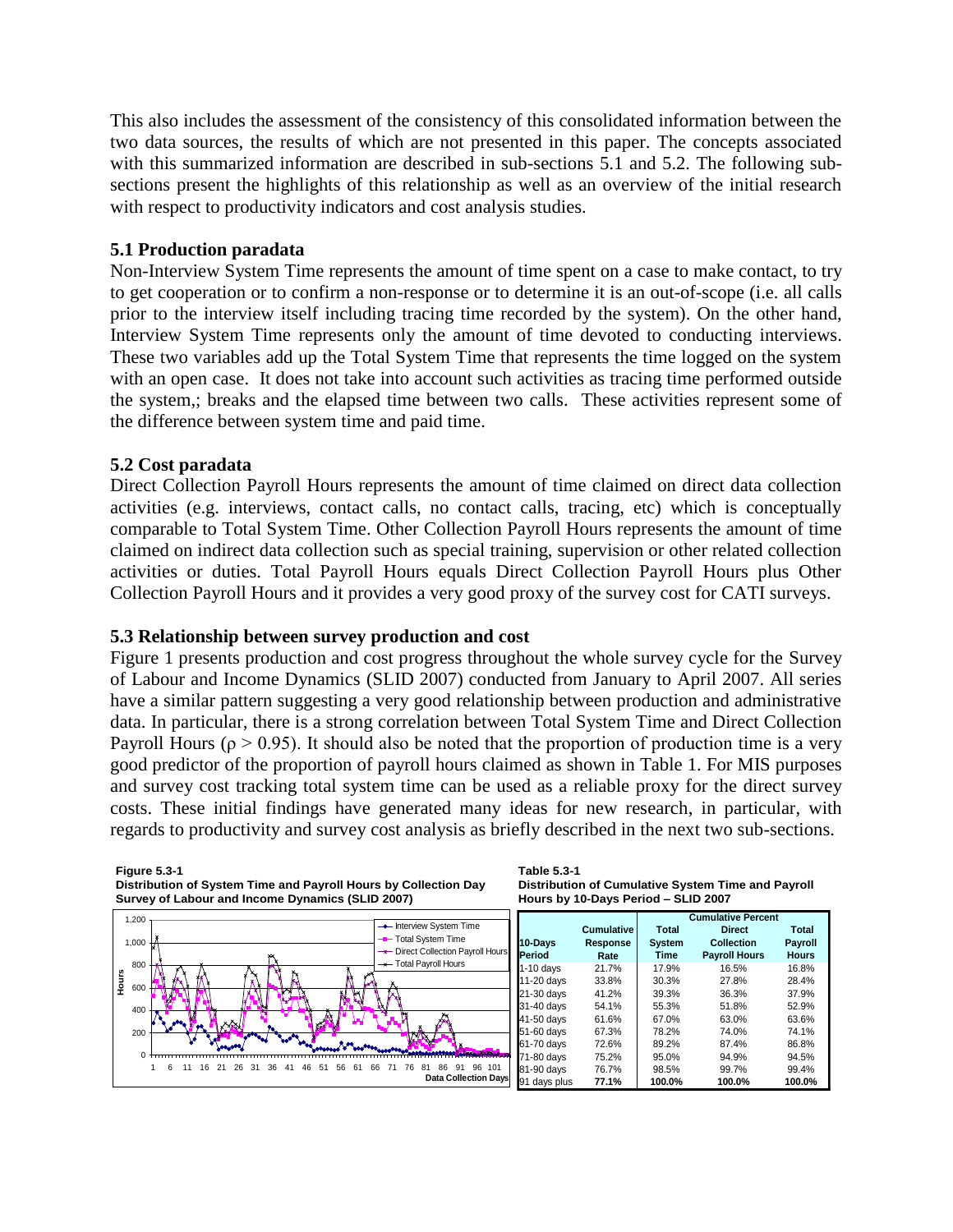This also includes the assessment of the consistency of this consolidated information between the two data sources, the results of which are not presented in this paper. The concepts associated with this summarized information are described in sub-sections 5.1 and 5.2. The following sub-sections present the highlights of this relationship as well as an overview of the initial research with respect to productivity indicators and cost analysis studies.

### 5.1 Production paradata

Non-Interview System Time represents the amount of time spent on a case to make contact, to try to get cooperation or to confirm a non-response or to determine it is an out-of-scope (i.e. all calls prior to the interview itself including tracing time recorded by the system). On the other hand, Interview System Time represents only the amount of time devoted to conducting interviews. These two variables add up the Total System Time that represents the time logged on the system with an open case. It does not take into account such activities as tracing time performed outside the system,; breaks and the elapsed time between two calls. These activities represent some of the difference between system time and paid time.

### 5.2 Cost paradata

Direct Collection Payroll Hours represents the amount of time claimed on direct data collection activities (e.g. interviews, contact calls, no contact calls, tracing, etc) which is conceptually comparable to Total System Time. Other Collection Payroll Hours represents the amount of time claimed on indirect data collection such as special training, supervision or other related collection activities or duties. Total Payroll Hours equals Direct Collection Payroll Hours plus Other Collection Payroll Hours and it provides a very good proxy of the survey cost for CATI surveys.

### 5.3 Relationship between survey production and cost

Figure 1 presents production and cost progress throughout the whole survey cycle for the Survey of Labour and Income Dynamics (SLID 2007) conducted from January to April 2007. All series have a similar pattern suggesting a very good relationship between production and administrative data. In particular, there is a strong correlation between Total System Time and Direct Collection Payroll Hours ($\rho > 0.95$). It should also be noted that the proportion of production time is a very good predictor of the proportion of payroll hours claimed as shown in Table 1. For MIS purposes and survey cost tracking total system time can be used as a reliable proxy for the direct survey costs. These initial findings have generated many ideas for new research, in particular, with regards to productivity and survey cost analysis as briefly described in the next two sub-sections.

**Figure 5.3-1**
**Distribution of System Time and Payroll Hours by Collection Day**
**Survey of Labour and Income Dynamics (SLID 2007)**

**Table 5.3-1**
**Distribution of Cumulative System Time and Payroll Hours by 10-Days Period – SLID 2007**

| 10-Days Period | Cumulative Response Rate | Cumulative Percent: Total System Time | Cumulative Percent: Direct Collection Payroll Hours | Cumulative Percent: Total Payroll Hours |
|---|---|---|---|---|
| 1-10 days | 21.7% | 17.9% | 16.5% | 16.8% |
| 11-20 days | 33.8% | 30.3% | 27.8% | 28.4% |
| 21-30 days | 41.2% | 39.3% | 36.3% | 37.9% |
| 31-40 days | 54.1% | 55.3% | 51.8% | 52.9% |
| 41-50 days | 61.6% | 67.0% | 63.0% | 63.6% |
| 51-60 days | 67.3% | 78.2% | 74.0% | 74.1% |
| 61-70 days | 72.6% | 89.2% | 87.4% | 86.8% |
| 71-80 days | 75.2% | 95.0% | 94.9% | 94.5% |
| 81-90 days | 76.7% | 98.5% | 99.7% | 99.4% |
| **91 days plus** | **77.1%** | **100.0%** | **100.0%** | **100.0%** |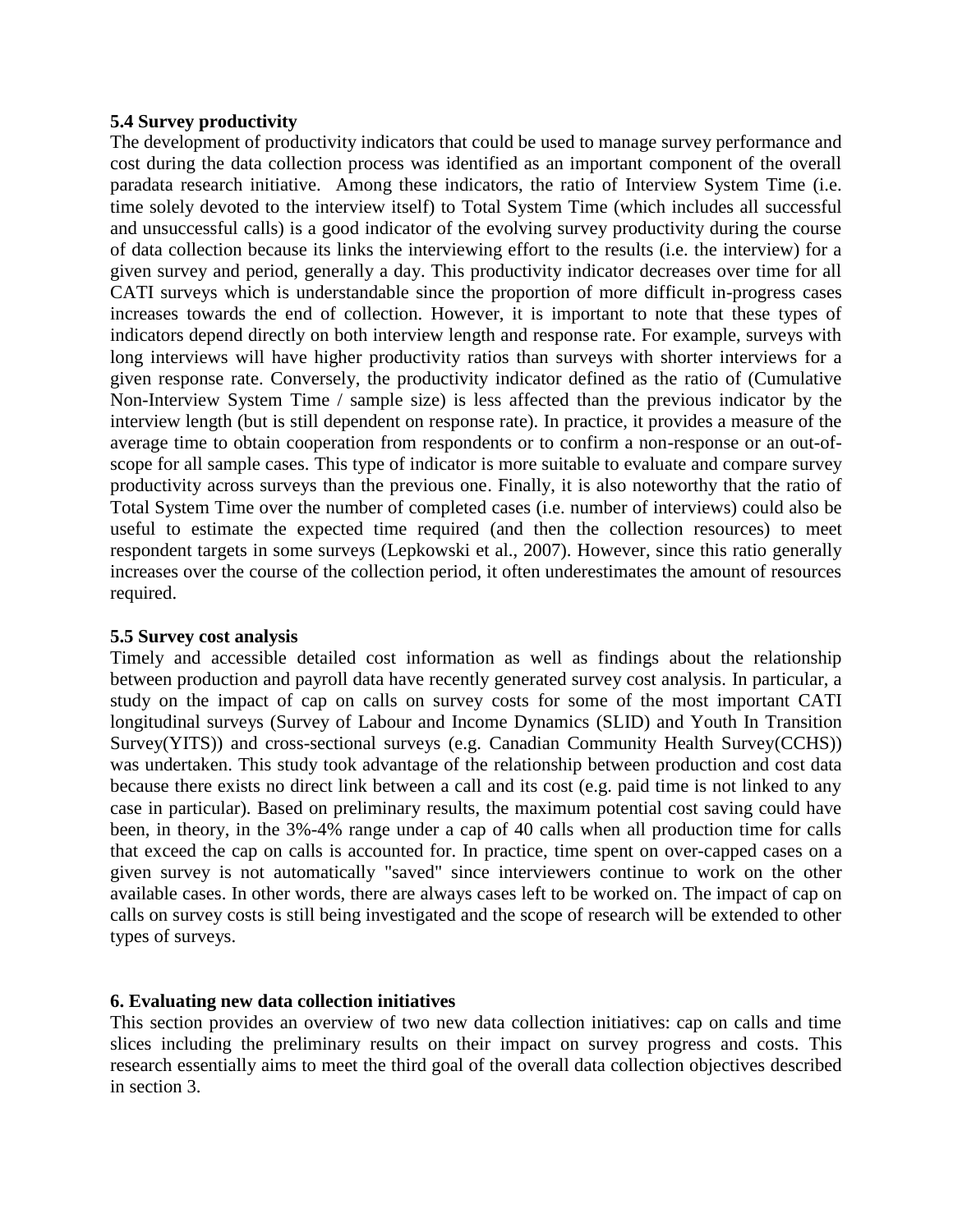### 5.4 Survey productivity

The development of productivity indicators that could be used to manage survey performance and cost during the data collection process was identified as an important component of the overall paradata research initiative. Among these indicators, the ratio of Interview System Time (i.e. time solely devoted to the interview itself) to Total System Time (which includes all successful and unsuccessful calls) is a good indicator of the evolving survey productivity during the course of data collection because its links the interviewing effort to the results (i.e. the interview) for a given survey and period, generally a day. This productivity indicator decreases over time for all CATI surveys which is understandable since the proportion of more difficult in-progress cases increases towards the end of collection. However, it is important to note that these types of indicators depend directly on both interview length and response rate. For example, surveys with long interviews will have higher productivity ratios than surveys with shorter interviews for a given response rate. Conversely, the productivity indicator defined as the ratio of (Cumulative Non-Interview System Time / sample size) is less affected than the previous indicator by the interview length (but is still dependent on response rate). In practice, it provides a measure of the average time to obtain cooperation from respondents or to confirm a non-response or an out-of-scope for all sample cases. This type of indicator is more suitable to evaluate and compare survey productivity across surveys than the previous one. Finally, it is also noteworthy that the ratio of Total System Time over the number of completed cases (i.e. number of interviews) could also be useful to estimate the expected time required (and then the collection resources) to meet respondent targets in some surveys (Lepkowski et al., 2007). However, since this ratio generally increases over the course of the collection period, it often underestimates the amount of resources required.

### 5.5 Survey cost analysis

Timely and accessible detailed cost information as well as findings about the relationship between production and payroll data have recently generated survey cost analysis. In particular, a study on the impact of cap on calls on survey costs for some of the most important CATI longitudinal surveys (Survey of Labour and Income Dynamics (SLID) and Youth In Transition Survey(YITS)) and cross-sectional surveys (e.g. Canadian Community Health Survey(CCHS)) was undertaken. This study took advantage of the relationship between production and cost data because there exists no direct link between a call and its cost (e.g. paid time is not linked to any case in particular). Based on preliminary results, the maximum potential cost saving could have been, in theory, in the 3%-4% range under a cap of 40 calls when all production time for calls that exceed the cap on calls is accounted for. In practice, time spent on over-capped cases on a given survey is not automatically "saved" since interviewers continue to work on the other available cases. In other words, there are always cases left to be worked on. The impact of cap on calls on survey costs is still being investigated and the scope of research will be extended to other types of surveys.

## 6. Evaluating new data collection initiatives

This section provides an overview of two new data collection initiatives: cap on calls and time slices including the preliminary results on their impact on survey progress and costs. This research essentially aims to meet the third goal of the overall data collection objectives described in section 3.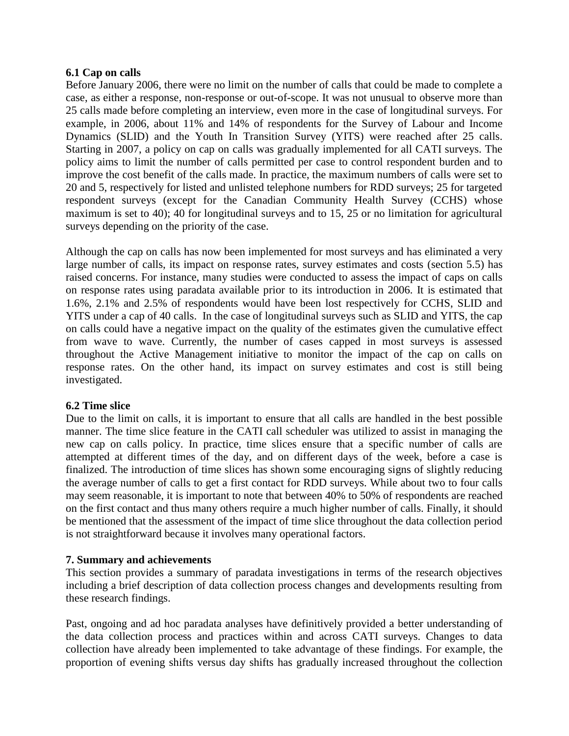### 6.1 Cap on calls

Before January 2006, there were no limit on the number of calls that could be made to complete a case, as either a response, non-response or out-of-scope. It was not unusual to observe more than 25 calls made before completing an interview, even more in the case of longitudinal surveys. For example, in 2006, about 11% and 14% of respondents for the Survey of Labour and Income Dynamics (SLID) and the Youth In Transition Survey (YITS) were reached after 25 calls. Starting in 2007, a policy on cap on calls was gradually implemented for all CATI surveys. The policy aims to limit the number of calls permitted per case to control respondent burden and to improve the cost benefit of the calls made. In practice, the maximum numbers of calls were set to 20 and 5, respectively for listed and unlisted telephone numbers for RDD surveys; 25 for targeted respondent surveys (except for the Canadian Community Health Survey (CCHS) whose maximum is set to 40); 40 for longitudinal surveys and to 15, 25 or no limitation for agricultural surveys depending on the priority of the case.

Although the cap on calls has now been implemented for most surveys and has eliminated a very large number of calls, its impact on response rates, survey estimates and costs (section 5.5) has raised concerns. For instance, many studies were conducted to assess the impact of caps on calls on response rates using paradata available prior to its introduction in 2006. It is estimated that 1.6%, 2.1% and 2.5% of respondents would have been lost respectively for CCHS, SLID and YITS under a cap of 40 calls. In the case of longitudinal surveys such as SLID and YITS, the cap on calls could have a negative impact on the quality of the estimates given the cumulative effect from wave to wave. Currently, the number of cases capped in most surveys is assessed throughout the Active Management initiative to monitor the impact of the cap on calls on response rates. On the other hand, its impact on survey estimates and cost is still being investigated.

### 6.2 Time slice

Due to the limit on calls, it is important to ensure that all calls are handled in the best possible manner. The time slice feature in the CATI call scheduler was utilized to assist in managing the new cap on calls policy. In practice, time slices ensure that a specific number of calls are attempted at different times of the day, and on different days of the week, before a case is finalized. The introduction of time slices has shown some encouraging signs of slightly reducing the average number of calls to get a first contact for RDD surveys. While about two to four calls may seem reasonable, it is important to note that between 40% to 50% of respondents are reached on the first contact and thus many others require a much higher number of calls. Finally, it should be mentioned that the assessment of the impact of time slice throughout the data collection period is not straightforward because it involves many operational factors.

## 7. Summary and achievements

This section provides a summary of paradata investigations in terms of the research objectives including a brief description of data collection process changes and developments resulting from these research findings.

Past, ongoing and ad hoc paradata analyses have definitively provided a better understanding of the data collection process and practices within and across CATI surveys. Changes to data collection have already been implemented to take advantage of these findings. For example, the proportion of evening shifts versus day shifts has gradually increased throughout the collection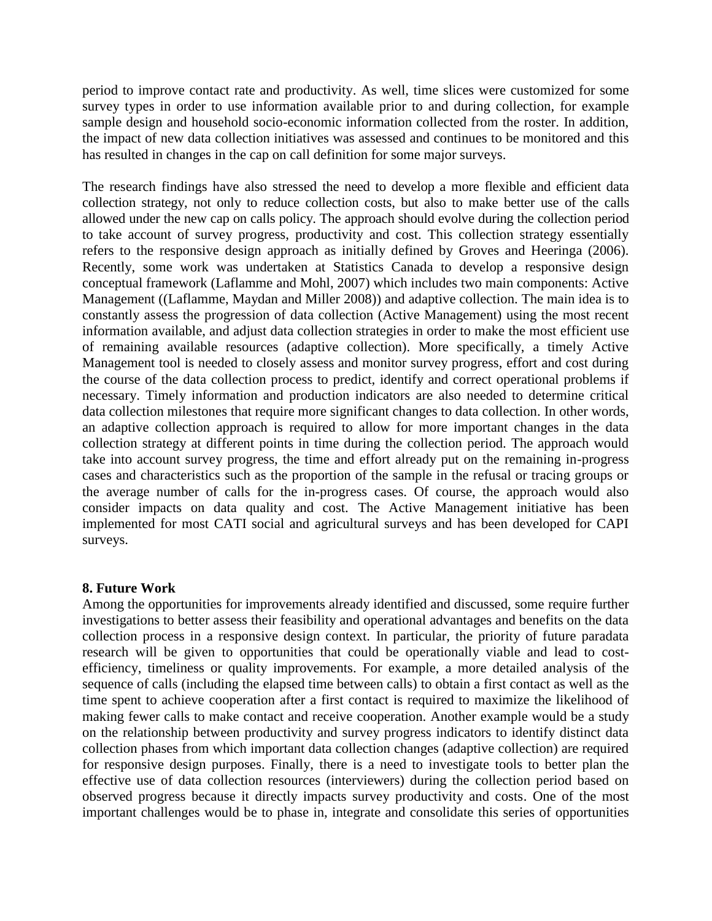period to improve contact rate and productivity. As well, time slices were customized for some survey types in order to use information available prior to and during collection, for example sample design and household socio-economic information collected from the roster. In addition, the impact of new data collection initiatives was assessed and continues to be monitored and this has resulted in changes in the cap on call definition for some major surveys.

The research findings have also stressed the need to develop a more flexible and efficient data collection strategy, not only to reduce collection costs, but also to make better use of the calls allowed under the new cap on calls policy. The approach should evolve during the collection period to take account of survey progress, productivity and cost. This collection strategy essentially refers to the responsive design approach as initially defined by Groves and Heeringa (2006). Recently, some work was undertaken at Statistics Canada to develop a responsive design conceptual framework (Laflamme and Mohl, 2007) which includes two main components: Active Management ((Laflamme, Maydan and Miller 2008)) and adaptive collection. The main idea is to constantly assess the progression of data collection (Active Management) using the most recent information available, and adjust data collection strategies in order to make the most efficient use of remaining available resources (adaptive collection). More specifically, a timely Active Management tool is needed to closely assess and monitor survey progress, effort and cost during the course of the data collection process to predict, identify and correct operational problems if necessary. Timely information and production indicators are also needed to determine critical data collection milestones that require more significant changes to data collection. In other words, an adaptive collection approach is required to allow for more important changes in the data collection strategy at different points in time during the collection period. The approach would take into account survey progress, the time and effort already put on the remaining in-progress cases and characteristics such as the proportion of the sample in the refusal or tracing groups or the average number of calls for the in-progress cases. Of course, the approach would also consider impacts on data quality and cost. The Active Management initiative has been implemented for most CATI social and agricultural surveys and has been developed for CAPI surveys.

## 8. Future Work

Among the opportunities for improvements already identified and discussed, some require further investigations to better assess their feasibility and operational advantages and benefits on the data collection process in a responsive design context. In particular, the priority of future paradata research will be given to opportunities that could be operationally viable and lead to cost-efficiency, timeliness or quality improvements. For example, a more detailed analysis of the sequence of calls (including the elapsed time between calls) to obtain a first contact as well as the time spent to achieve cooperation after a first contact is required to maximize the likelihood of making fewer calls to make contact and receive cooperation. Another example would be a study on the relationship between productivity and survey progress indicators to identify distinct data collection phases from which important data collection changes (adaptive collection) are required for responsive design purposes. Finally, there is a need to investigate tools to better plan the effective use of data collection resources (interviewers) during the collection period based on observed progress because it directly impacts survey productivity and costs. One of the most important challenges would be to phase in, integrate and consolidate this series of opportunities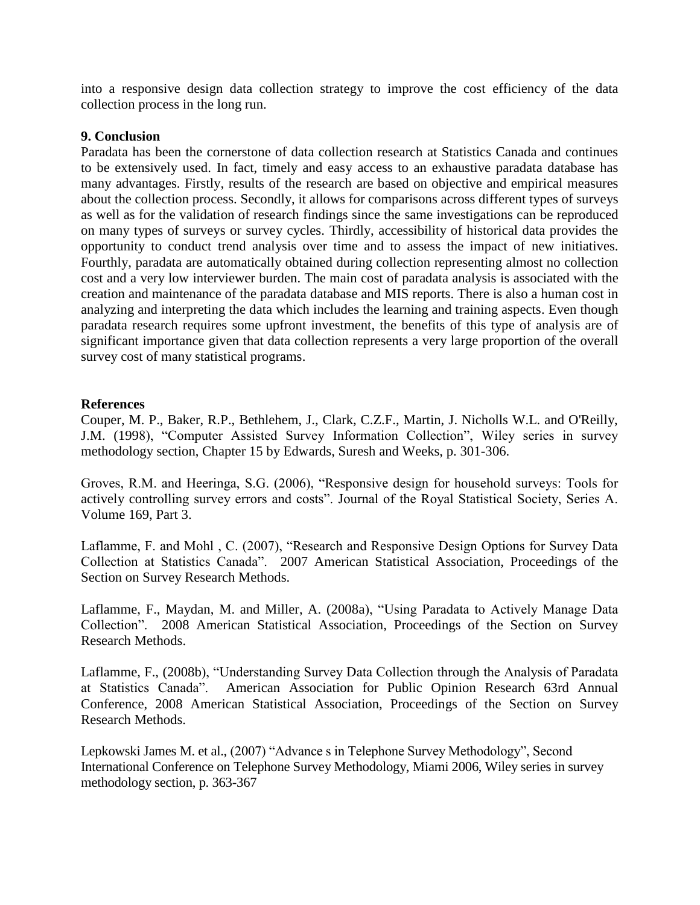into a responsive design data collection strategy to improve the cost efficiency of the data collection process in the long run.

## 9. Conclusion

Paradata has been the cornerstone of data collection research at Statistics Canada and continues to be extensively used. In fact, timely and easy access to an exhaustive paradata database has many advantages. Firstly, results of the research are based on objective and empirical measures about the collection process. Secondly, it allows for comparisons across different types of surveys as well as for the validation of research findings since the same investigations can be reproduced on many types of surveys or survey cycles. Thirdly, accessibility of historical data provides the opportunity to conduct trend analysis over time and to assess the impact of new initiatives. Fourthly, paradata are automatically obtained during collection representing almost no collection cost and a very low interviewer burden. The main cost of paradata analysis is associated with the creation and maintenance of the paradata database and MIS reports. There is also a human cost in analyzing and interpreting the data which includes the learning and training aspects. Even though paradata research requires some upfront investment, the benefits of this type of analysis are of significant importance given that data collection represents a very large proportion of the overall survey cost of many statistical programs.

## References

Couper, M. P., Baker, R.P., Bethlehem, J., Clark, C.Z.F., Martin, J. Nicholls W.L. and O'Reilly, J.M. (1998), "Computer Assisted Survey Information Collection", Wiley series in survey methodology section, Chapter 15 by Edwards, Suresh and Weeks, p. 301-306.

Groves, R.M. and Heeringa, S.G. (2006), "Responsive design for household surveys: Tools for actively controlling survey errors and costs". Journal of the Royal Statistical Society, Series A. Volume 169, Part 3.

Laflamme, F. and Mohl , C. (2007), "Research and Responsive Design Options for Survey Data Collection at Statistics Canada". 2007 American Statistical Association, Proceedings of the Section on Survey Research Methods.

Laflamme, F., Maydan, M. and Miller, A. (2008a), "Using Paradata to Actively Manage Data Collection". 2008 American Statistical Association, Proceedings of the Section on Survey Research Methods.

Laflamme, F., (2008b), "Understanding Survey Data Collection through the Analysis of Paradata at Statistics Canada". American Association for Public Opinion Research 63rd Annual Conference, 2008 American Statistical Association, Proceedings of the Section on Survey Research Methods.

Lepkowski James M. et al., (2007) "Advance s in Telephone Survey Methodology", Second International Conference on Telephone Survey Methodology, Miami 2006, Wiley series in survey methodology section, p. 363-367